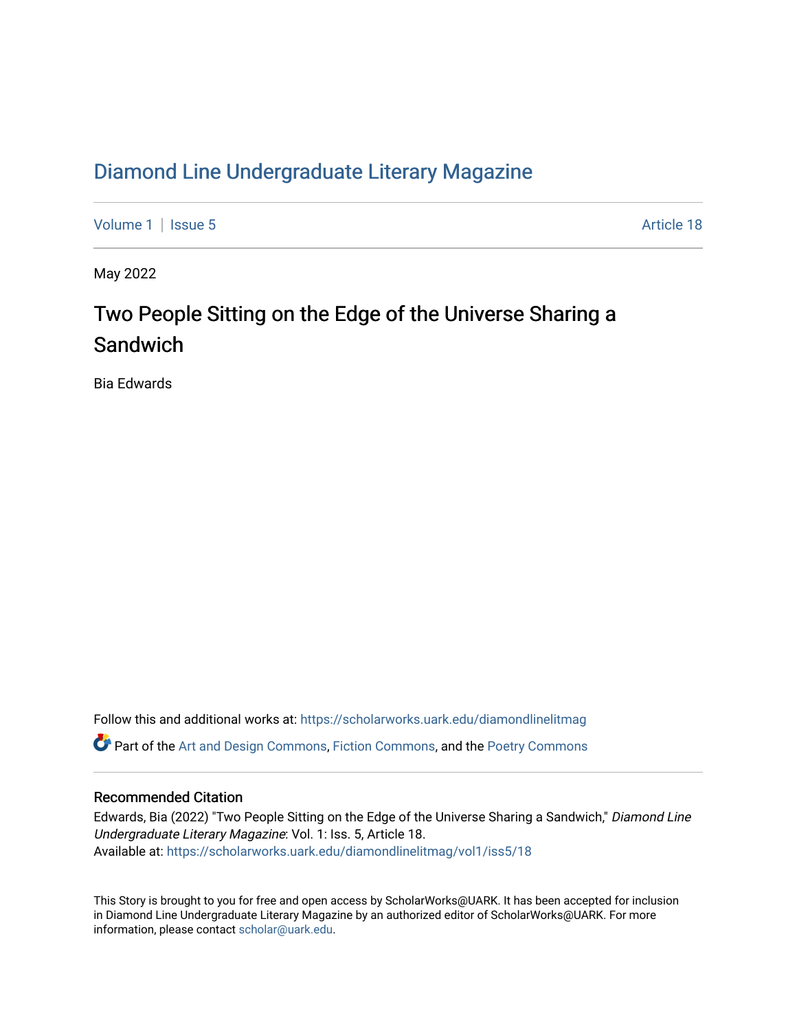# Diamond Line Undergraduate Literary Magazine

Volume 1 | Issue 5 Article 18

May 2022

## Two People Sitting on the Edge of the Universe Sharing a Sandwich

Bia Edwards

Follow this and additional works at: https://scholarworks.uark.edu/diamondlinelitmag

Part of the Art and Design Commons, Fiction Commons, and the Poetry Commons

### Recommended Citation

Edwards, Bia (2022) "Two People Sitting on the Edge of the Universe Sharing a Sandwich," *Diamond Line Undergraduate Literary Magazine*: Vol. 1: Iss. 5, Article 18.
Available at: https://scholarworks.uark.edu/diamondlinelitmag/vol1/iss5/18

This Story is brought to you for free and open access by ScholarWorks@UARK. It has been accepted for inclusion in Diamond Line Undergraduate Literary Magazine by an authorized editor of ScholarWorks@UARK. For more information, please contact scholar@uark.edu.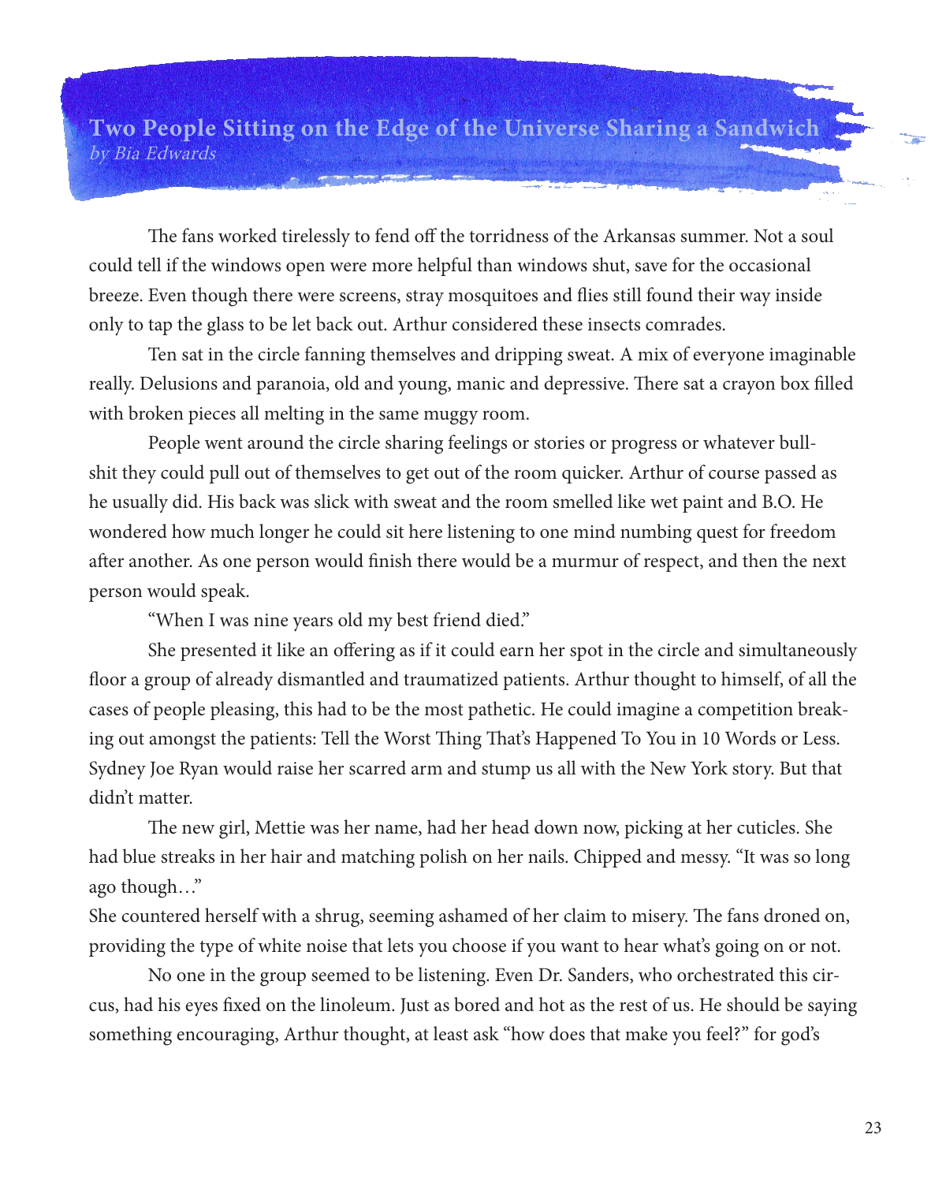## Two People Sitting on the Edge of the Universe Sharing a Sandwich

*by Bia Edwards*

The fans worked tirelessly to fend off the torridness of the Arkansas summer. Not a soul could tell if the windows open were more helpful than windows shut, save for the occasional breeze. Even though there were screens, stray mosquitoes and flies still found their way inside only to tap the glass to be let back out. Arthur considered these insects comrades.

Ten sat in the circle fanning themselves and dripping sweat. A mix of everyone imaginable really. Delusions and paranoia, old and young, manic and depressive. There sat a crayon box filled with broken pieces all melting in the same muggy room.

People went around the circle sharing feelings or stories or progress or whatever bullshit they could pull out of themselves to get out of the room quicker. Arthur of course passed as he usually did. His back was slick with sweat and the room smelled like wet paint and B.O. He wondered how much longer he could sit here listening to one mind numbing quest for freedom after another. As one person would finish there would be a murmur of respect, and then the next person would speak.

"When I was nine years old my best friend died."

She presented it like an offering as if it could earn her spot in the circle and simultaneously floor a group of already dismantled and traumatized patients. Arthur thought to himself, of all the cases of people pleasing, this had to be the most pathetic. He could imagine a competition breaking out amongst the patients: Tell the Worst Thing That's Happened To You in 10 Words or Less. Sydney Joe Ryan would raise her scarred arm and stump us all with the New York story. But that didn't matter.

The new girl, Mettie was her name, had her head down now, picking at her cuticles. She had blue streaks in her hair and matching polish on her nails. Chipped and messy. "It was so long ago though…"
She countered herself with a shrug, seeming ashamed of her claim to misery. The fans droned on, providing the type of white noise that lets you choose if you want to hear what's going on or not.

No one in the group seemed to be listening. Even Dr. Sanders, who orchestrated this circus, had his eyes fixed on the linoleum. Just as bored and hot as the rest of us. He should be saying something encouraging, Arthur thought, at least ask "how does that make you feel?" for god's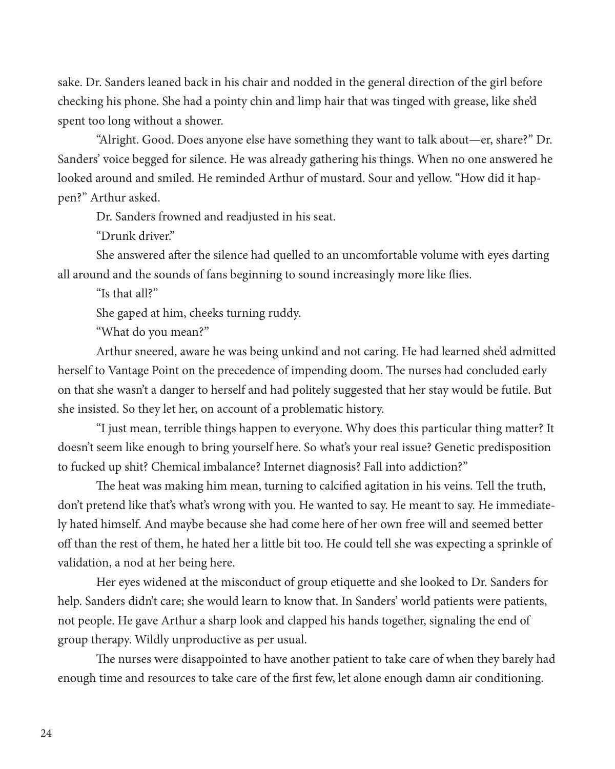sake. Dr. Sanders leaned back in his chair and nodded in the general direction of the girl before checking his phone. She had a pointy chin and limp hair that was tinged with grease, like she'd spent too long without a shower.

"Alright. Good. Does anyone else have something they want to talk about—er, share?" Dr. Sanders' voice begged for silence. He was already gathering his things. When no one answered he looked around and smiled. He reminded Arthur of mustard. Sour and yellow. "How did it happen?" Arthur asked.

Dr. Sanders frowned and readjusted in his seat.

"Drunk driver."

She answered after the silence had quelled to an uncomfortable volume with eyes darting all around and the sounds of fans beginning to sound increasingly more like flies.

"Is that all?"

She gaped at him, cheeks turning ruddy.

"What do you mean?"

Arthur sneered, aware he was being unkind and not caring. He had learned she'd admitted herself to Vantage Point on the precedence of impending doom. The nurses had concluded early on that she wasn't a danger to herself and had politely suggested that her stay would be futile. But she insisted. So they let her, on account of a problematic history.

"I just mean, terrible things happen to everyone. Why does this particular thing matter? It doesn't seem like enough to bring yourself here. So what's your real issue? Genetic predisposition to fucked up shit? Chemical imbalance? Internet diagnosis? Fall into addiction?"

The heat was making him mean, turning to calcified agitation in his veins. Tell the truth, don't pretend like that's what's wrong with you. He wanted to say. He meant to say. He immediately hated himself. And maybe because she had come here of her own free will and seemed better off than the rest of them, he hated her a little bit too. He could tell she was expecting a sprinkle of validation, a nod at her being here.

Her eyes widened at the misconduct of group etiquette and she looked to Dr. Sanders for help. Sanders didn't care; she would learn to know that. In Sanders' world patients were patients, not people. He gave Arthur a sharp look and clapped his hands together, signaling the end of group therapy. Wildly unproductive as per usual.

The nurses were disappointed to have another patient to take care of when they barely had enough time and resources to take care of the first few, let alone enough damn air conditioning.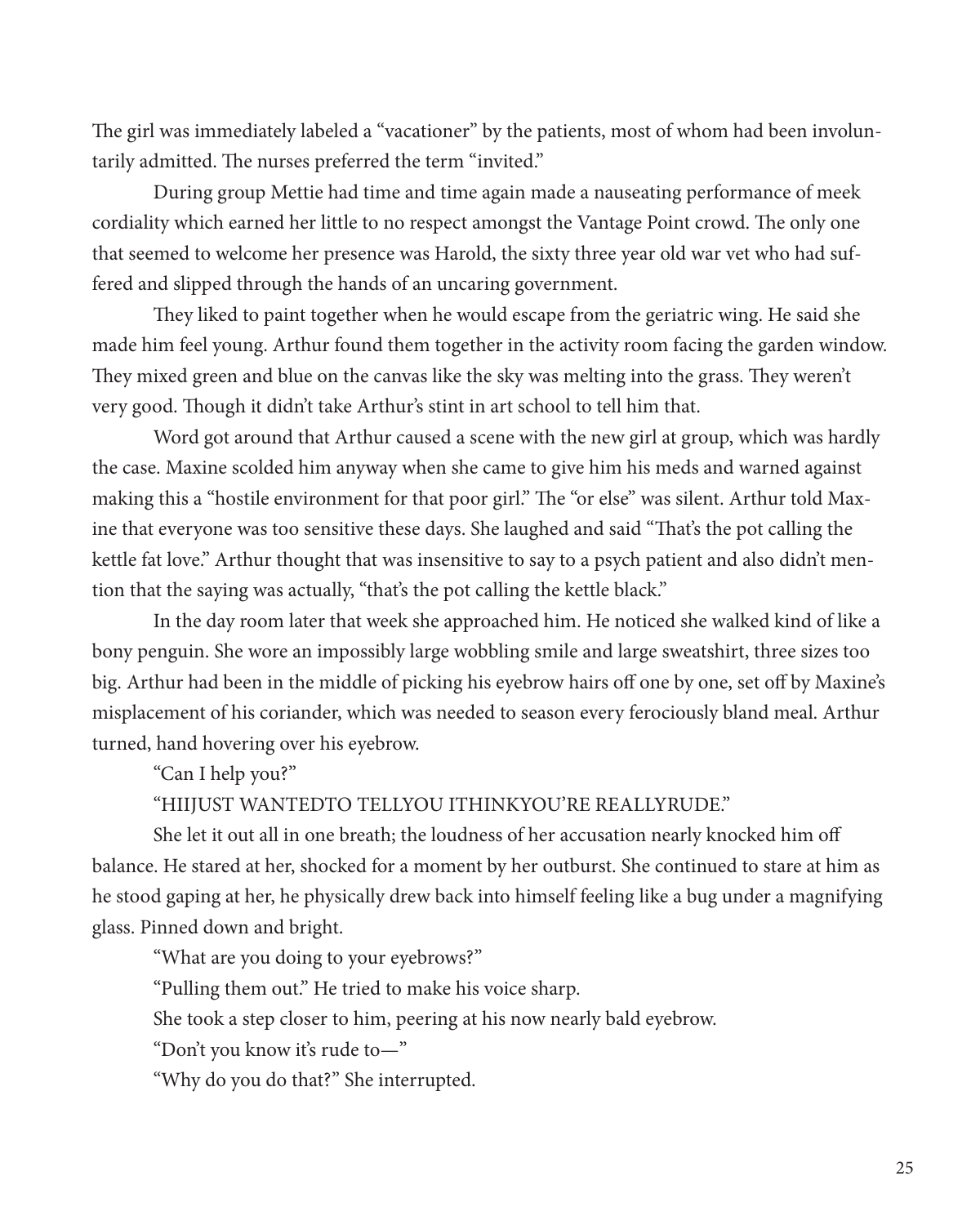The girl was immediately labeled a "vacationer" by the patients, most of whom had been involuntarily admitted. The nurses preferred the term "invited."

During group Mettie had time and time again made a nauseating performance of meek cordiality which earned her little to no respect amongst the Vantage Point crowd. The only one that seemed to welcome her presence was Harold, the sixty three year old war vet who had suffered and slipped through the hands of an uncaring government.

They liked to paint together when he would escape from the geriatric wing. He said she made him feel young. Arthur found them together in the activity room facing the garden window. They mixed green and blue on the canvas like the sky was melting into the grass. They weren't very good. Though it didn't take Arthur's stint in art school to tell him that.

Word got around that Arthur caused a scene with the new girl at group, which was hardly the case. Maxine scolded him anyway when she came to give him his meds and warned against making this a "hostile environment for that poor girl." The "or else" was silent. Arthur told Maxine that everyone was too sensitive these days. She laughed and said "That's the pot calling the kettle fat love." Arthur thought that was insensitive to say to a psych patient and also didn't mention that the saying was actually, "that's the pot calling the kettle black."

In the day room later that week she approached him. He noticed she walked kind of like a bony penguin. She wore an impossibly large wobbling smile and large sweatshirt, three sizes too big. Arthur had been in the middle of picking his eyebrow hairs off one by one, set off by Maxine's misplacement of his coriander, which was needed to season every ferociously bland meal. Arthur turned, hand hovering over his eyebrow.

"Can I help you?"

"HIIJUST WANTEDTO TELLYOU ITHINKYOU'RE REALLYRUDE."

She let it out all in one breath; the loudness of her accusation nearly knocked him off balance. He stared at her, shocked for a moment by her outburst. She continued to stare at him as he stood gaping at her, he physically drew back into himself feeling like a bug under a magnifying glass. Pinned down and bright.

"What are you doing to your eyebrows?"

"Pulling them out." He tried to make his voice sharp.

She took a step closer to him, peering at his now nearly bald eyebrow.

"Don't you know it's rude to—"

"Why do you do that?" She interrupted.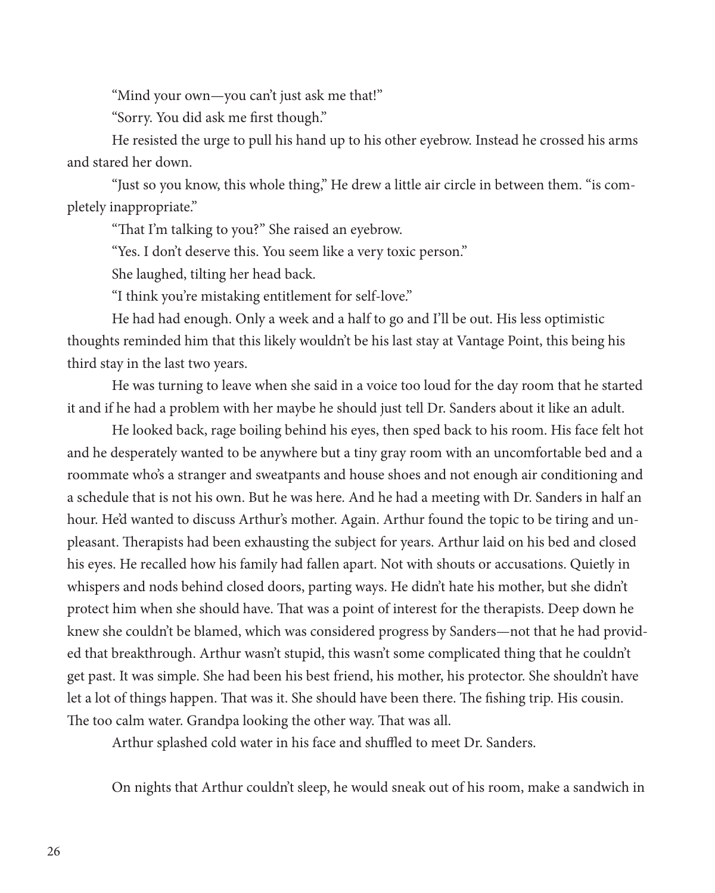"Mind your own—you can't just ask me that!"

"Sorry. You did ask me first though."

He resisted the urge to pull his hand up to his other eyebrow. Instead he crossed his arms and stared her down.

"Just so you know, this whole thing," He drew a little air circle in between them. "is completely inappropriate."

"That I'm talking to you?" She raised an eyebrow.

"Yes. I don't deserve this. You seem like a very toxic person."

She laughed, tilting her head back.

"I think you're mistaking entitlement for self-love."

He had had enough. Only a week and a half to go and I'll be out. His less optimistic thoughts reminded him that this likely wouldn't be his last stay at Vantage Point, this being his third stay in the last two years.

He was turning to leave when she said in a voice too loud for the day room that he started it and if he had a problem with her maybe he should just tell Dr. Sanders about it like an adult.

He looked back, rage boiling behind his eyes, then sped back to his room. His face felt hot and he desperately wanted to be anywhere but a tiny gray room with an uncomfortable bed and a roommate who's a stranger and sweatpants and house shoes and not enough air conditioning and a schedule that is not his own. But he was here. And he had a meeting with Dr. Sanders in half an hour. He'd wanted to discuss Arthur's mother. Again. Arthur found the topic to be tiring and unpleasant. Therapists had been exhausting the subject for years. Arthur laid on his bed and closed his eyes. He recalled how his family had fallen apart. Not with shouts or accusations. Quietly in whispers and nods behind closed doors, parting ways. He didn't hate his mother, but she didn't protect him when she should have. That was a point of interest for the therapists. Deep down he knew she couldn't be blamed, which was considered progress by Sanders—not that he had provided that breakthrough. Arthur wasn't stupid, this wasn't some complicated thing that he couldn't get past. It was simple. She had been his best friend, his mother, his protector. She shouldn't have let a lot of things happen. That was it. She should have been there. The fishing trip. His cousin. The too calm water. Grandpa looking the other way. That was all.

Arthur splashed cold water in his face and shuffled to meet Dr. Sanders.

On nights that Arthur couldn't sleep, he would sneak out of his room, make a sandwich in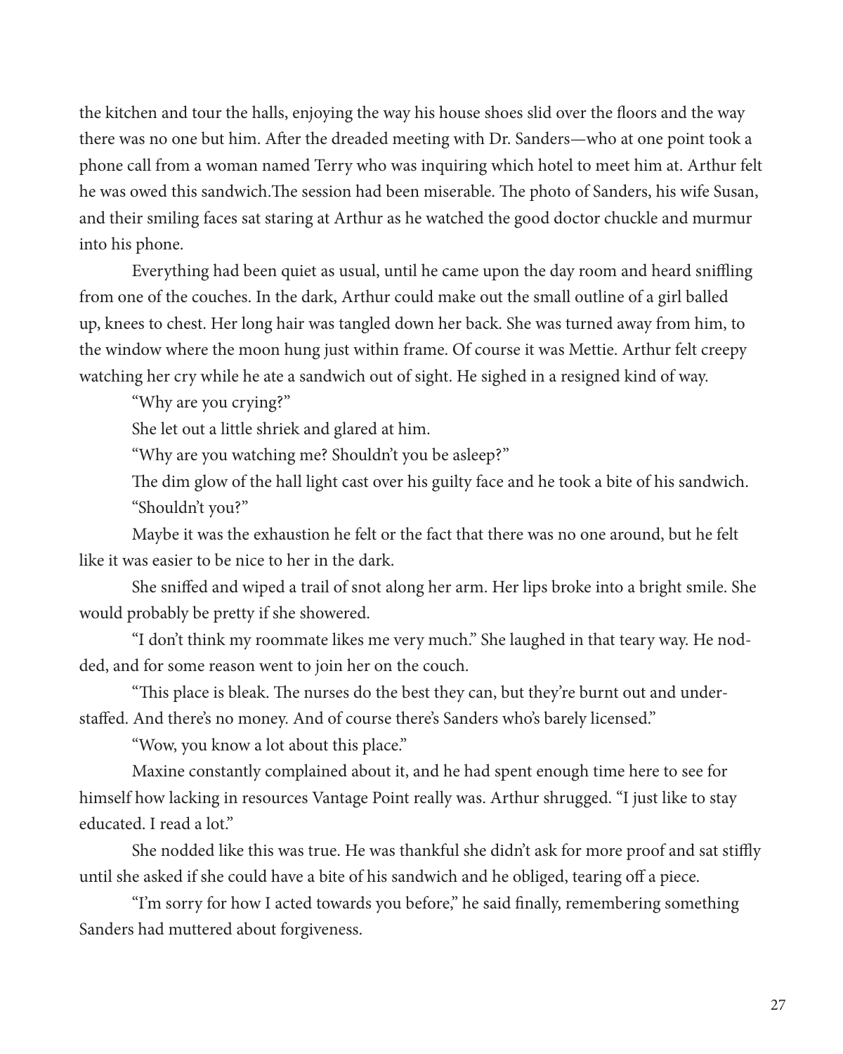the kitchen and tour the halls, enjoying the way his house shoes slid over the floors and the way there was no one but him. After the dreaded meeting with Dr. Sanders—who at one point took a phone call from a woman named Terry who was inquiring which hotel to meet him at. Arthur felt he was owed this sandwich.The session had been miserable. The photo of Sanders, his wife Susan, and their smiling faces sat staring at Arthur as he watched the good doctor chuckle and murmur into his phone.

Everything had been quiet as usual, until he came upon the day room and heard sniffling from one of the couches. In the dark, Arthur could make out the small outline of a girl balled up, knees to chest. Her long hair was tangled down her back. She was turned away from him, to the window where the moon hung just within frame. Of course it was Mettie. Arthur felt creepy watching her cry while he ate a sandwich out of sight. He sighed in a resigned kind of way.

"Why are you crying?"

She let out a little shriek and glared at him.

"Why are you watching me? Shouldn't you be asleep?"

The dim glow of the hall light cast over his guilty face and he took a bite of his sandwich. "Shouldn't you?"

Maybe it was the exhaustion he felt or the fact that there was no one around, but he felt like it was easier to be nice to her in the dark.

She sniffed and wiped a trail of snot along her arm. Her lips broke into a bright smile. She would probably be pretty if she showered.

"I don't think my roommate likes me very much." She laughed in that teary way. He nodded, and for some reason went to join her on the couch.

"This place is bleak. The nurses do the best they can, but they're burnt out and understaffed. And there's no money. And of course there's Sanders who's barely licensed."

"Wow, you know a lot about this place."

Maxine constantly complained about it, and he had spent enough time here to see for himself how lacking in resources Vantage Point really was. Arthur shrugged. "I just like to stay educated. I read a lot."

She nodded like this was true. He was thankful she didn't ask for more proof and sat stiffly until she asked if she could have a bite of his sandwich and he obliged, tearing off a piece.

"I'm sorry for how I acted towards you before," he said finally, remembering something Sanders had muttered about forgiveness.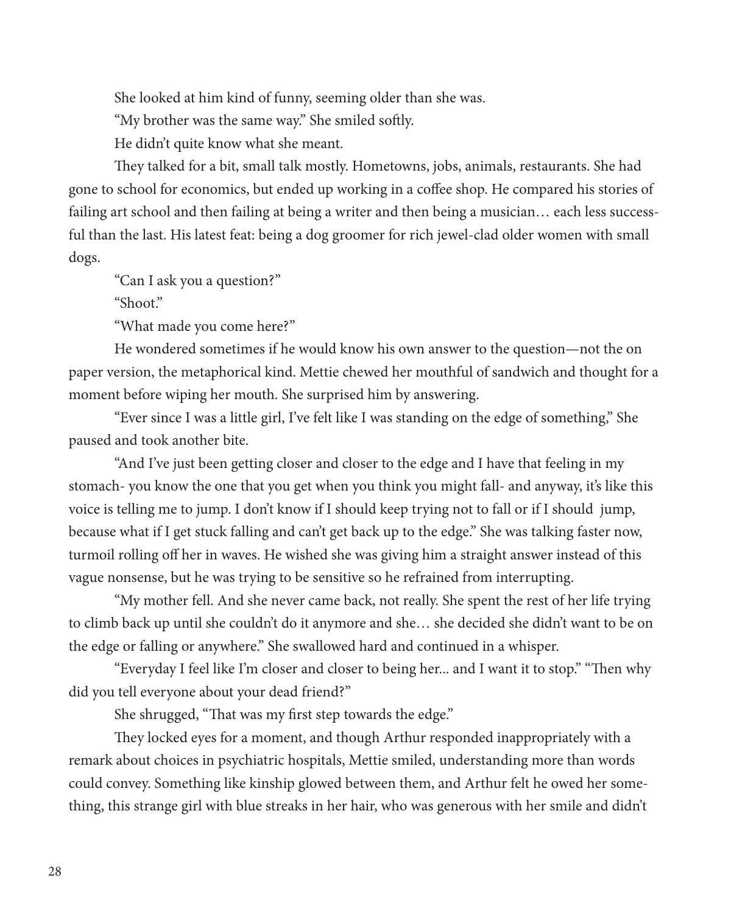She looked at him kind of funny, seeming older than she was.

"My brother was the same way." She smiled softly.

He didn't quite know what she meant.

They talked for a bit, small talk mostly. Hometowns, jobs, animals, restaurants. She had gone to school for economics, but ended up working in a coffee shop. He compared his stories of failing art school and then failing at being a writer and then being a musician… each less successful than the last. His latest feat: being a dog groomer for rich jewel-clad older women with small dogs.

"Can I ask you a question?"

"Shoot."

"What made you come here?"

He wondered sometimes if he would know his own answer to the question—not the on paper version, the metaphorical kind. Mettie chewed her mouthful of sandwich and thought for a moment before wiping her mouth. She surprised him by answering.

"Ever since I was a little girl, I've felt like I was standing on the edge of something," She paused and took another bite.

"And I've just been getting closer and closer to the edge and I have that feeling in my stomach- you know the one that you get when you think you might fall- and anyway, it's like this voice is telling me to jump. I don't know if I should keep trying not to fall or if I should jump, because what if I get stuck falling and can't get back up to the edge." She was talking faster now, turmoil rolling off her in waves. He wished she was giving him a straight answer instead of this vague nonsense, but he was trying to be sensitive so he refrained from interrupting.

"My mother fell. And she never came back, not really. She spent the rest of her life trying to climb back up until she couldn't do it anymore and she… she decided she didn't want to be on the edge or falling or anywhere." She swallowed hard and continued in a whisper.

"Everyday I feel like I'm closer and closer to being her... and I want it to stop." "Then why did you tell everyone about your dead friend?"

She shrugged, "That was my first step towards the edge."

They locked eyes for a moment, and though Arthur responded inappropriately with a remark about choices in psychiatric hospitals, Mettie smiled, understanding more than words could convey. Something like kinship glowed between them, and Arthur felt he owed her something, this strange girl with blue streaks in her hair, who was generous with her smile and didn't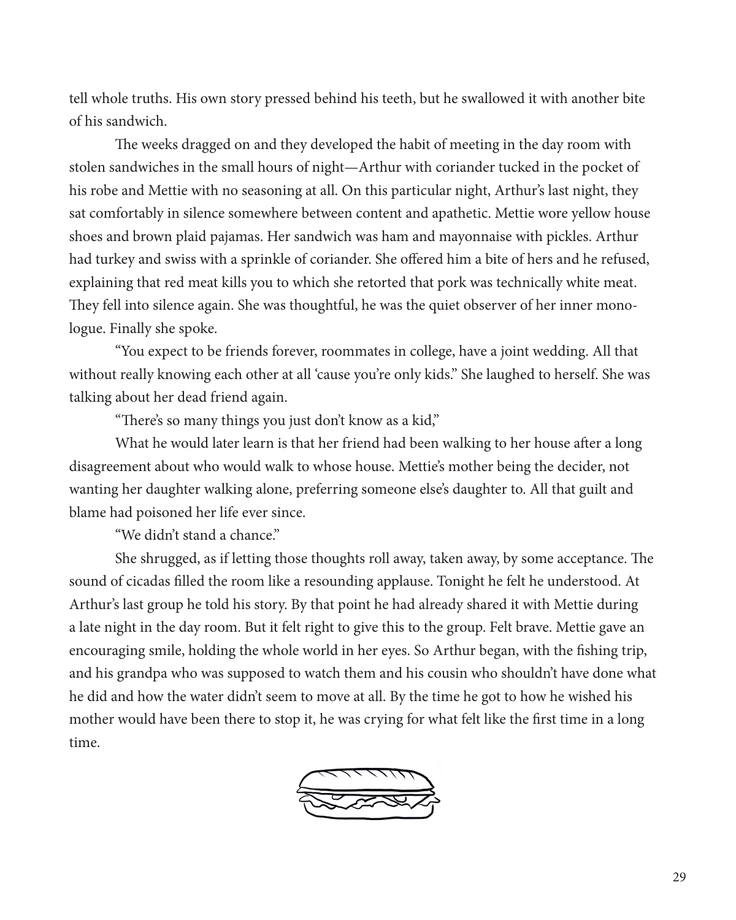tell whole truths. His own story pressed behind his teeth, but he swallowed it with another bite of his sandwich.

The weeks dragged on and they developed the habit of meeting in the day room with stolen sandwiches in the small hours of night—Arthur with coriander tucked in the pocket of his robe and Mettie with no seasoning at all. On this particular night, Arthur's last night, they sat comfortably in silence somewhere between content and apathetic. Mettie wore yellow house shoes and brown plaid pajamas. Her sandwich was ham and mayonnaise with pickles. Arthur had turkey and swiss with a sprinkle of coriander. She offered him a bite of hers and he refused, explaining that red meat kills you to which she retorted that pork was technically white meat. They fell into silence again. She was thoughtful, he was the quiet observer of her inner monologue. Finally she spoke.

"You expect to be friends forever, roommates in college, have a joint wedding. All that without really knowing each other at all 'cause you're only kids." She laughed to herself. She was talking about her dead friend again.

"There's so many things you just don't know as a kid,"

What he would later learn is that her friend had been walking to her house after a long disagreement about who would walk to whose house. Mettie's mother being the decider, not wanting her daughter walking alone, preferring someone else's daughter to. All that guilt and blame had poisoned her life ever since.

"We didn't stand a chance."

She shrugged, as if letting those thoughts roll away, taken away, by some acceptance. The sound of cicadas filled the room like a resounding applause. Tonight he felt he understood. At Arthur's last group he told his story. By that point he had already shared it with Mettie during a late night in the day room. But it felt right to give this to the group. Felt brave. Mettie gave an encouraging smile, holding the whole world in her eyes. So Arthur began, with the fishing trip, and his grandpa who was supposed to watch them and his cousin who shouldn't have done what he did and how the water didn't seem to move at all. By the time he got to how he wished his mother would have been there to stop it, he was crying for what felt like the first time in a long time.